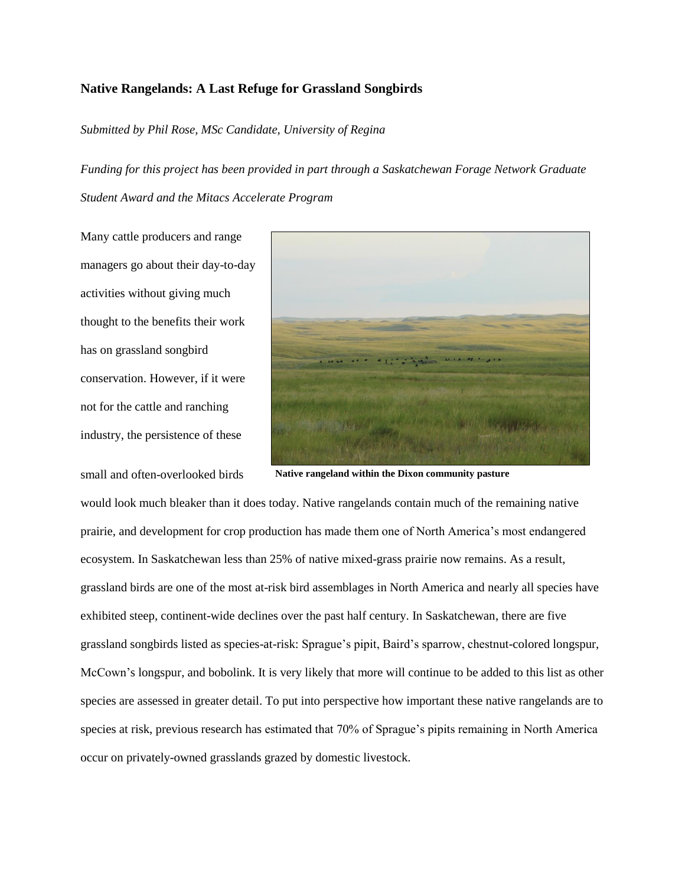## Native Rangelands: A Last Refuge for Grassland Songbirds

*Submitted by Phil Rose, MSc Candidate, University of Regina*

*Funding for this project has been provided in part through a Saskatchewan Forage Network Graduate Student Award and the Mitacs Accelerate Program*

**Native rangeland within the Dixon community pasture**

Many cattle producers and range managers go about their day-to-day activities without giving much thought to the benefits their work has on grassland songbird conservation. However, if it were not for the cattle and ranching industry, the persistence of these small and often-overlooked birds would look much bleaker than it does today. Native rangelands contain much of the remaining native prairie, and development for crop production has made them one of North America's most endangered ecosystem. In Saskatchewan less than 25% of native mixed-grass prairie now remains. As a result, grassland birds are one of the most at-risk bird assemblages in North America and nearly all species have exhibited steep, continent-wide declines over the past half century. In Saskatchewan, there are five grassland songbirds listed as species-at-risk: Sprague's pipit, Baird's sparrow, chestnut-colored longspur, McCown's longspur, and bobolink. It is very likely that more will continue to be added to this list as other species are assessed in greater detail. To put into perspective how important these native rangelands are to species at risk, previous research has estimated that 70% of Sprague's pipits remaining in North America occur on privately-owned grasslands grazed by domestic livestock.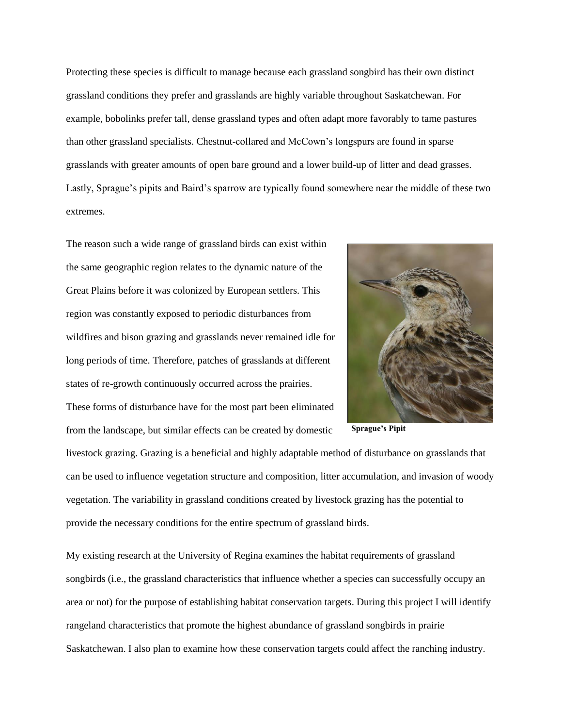Protecting these species is difficult to manage because each grassland songbird has their own distinct grassland conditions they prefer and grasslands are highly variable throughout Saskatchewan. For example, bobolinks prefer tall, dense grassland types and often adapt more favorably to tame pastures than other grassland specialists. Chestnut-collared and McCown's longspurs are found in sparse grasslands with greater amounts of open bare ground and a lower build-up of litter and dead grasses. Lastly, Sprague's pipits and Baird's sparrow are typically found somewhere near the middle of these two extremes.

The reason such a wide range of grassland birds can exist within the same geographic region relates to the dynamic nature of the Great Plains before it was colonized by European settlers. This region was constantly exposed to periodic disturbances from wildfires and bison grazing and grasslands never remained idle for long periods of time. Therefore, patches of grasslands at different states of re-growth continuously occurred across the prairies. These forms of disturbance have for the most part been eliminated from the landscape, but similar effects can be created by domestic livestock grazing. Grazing is a beneficial and highly adaptable method of disturbance on grasslands that can be used to influence vegetation structure and composition, litter accumulation, and invasion of woody vegetation. The variability in grassland conditions created by livestock grazing has the potential to provide the necessary conditions for the entire spectrum of grassland birds.

**Sprague's Pipit**

My existing research at the University of Regina examines the habitat requirements of grassland songbirds (i.e., the grassland characteristics that influence whether a species can successfully occupy an area or not) for the purpose of establishing habitat conservation targets. During this project I will identify rangeland characteristics that promote the highest abundance of grassland songbirds in prairie Saskatchewan. I also plan to examine how these conservation targets could affect the ranching industry.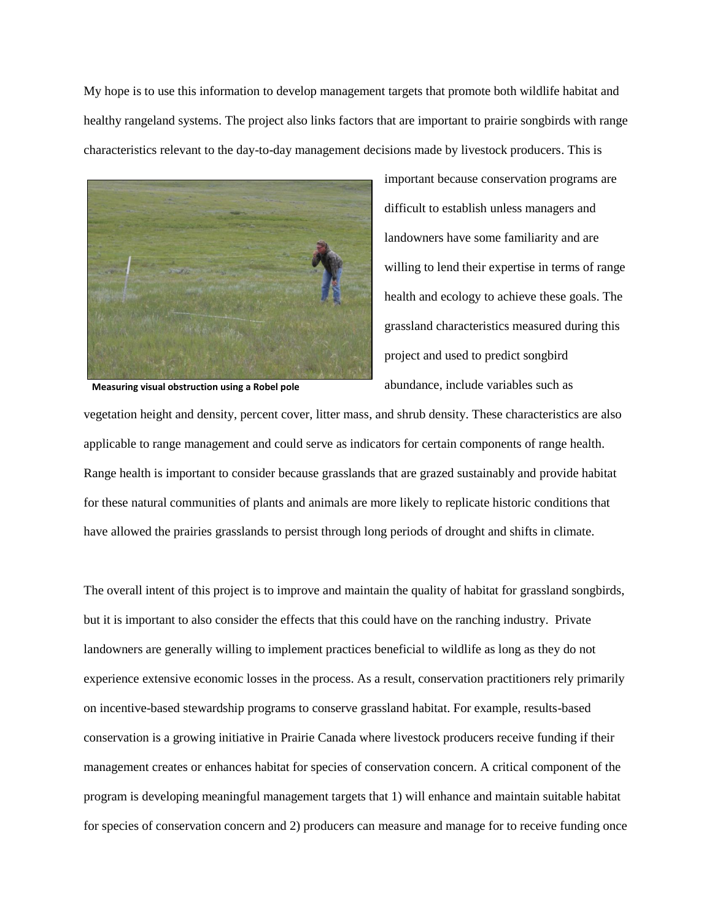My hope is to use this information to develop management targets that promote both wildlife habitat and healthy rangeland systems. The project also links factors that are important to prairie songbirds with range characteristics relevant to the day-to-day management decisions made by livestock producers. This is important because conservation programs are difficult to establish unless managers and landowners have some familiarity and are willing to lend their expertise in terms of range health and ecology to achieve these goals. The grassland characteristics measured during this project and used to predict songbird abundance, include variables such as vegetation height and density, percent cover, litter mass, and shrub density. These characteristics are also applicable to range management and could serve as indicators for certain components of range health. Range health is important to consider because grasslands that are grazed sustainably and provide habitat for these natural communities of plants and animals are more likely to replicate historic conditions that have allowed the prairies grasslands to persist through long periods of drought and shifts in climate.

**Measuring visual obstruction using a Robel pole**

The overall intent of this project is to improve and maintain the quality of habitat for grassland songbirds, but it is important to also consider the effects that this could have on the ranching industry. Private landowners are generally willing to implement practices beneficial to wildlife as long as they do not experience extensive economic losses in the process. As a result, conservation practitioners rely primarily on incentive-based stewardship programs to conserve grassland habitat. For example, results-based conservation is a growing initiative in Prairie Canada where livestock producers receive funding if their management creates or enhances habitat for species of conservation concern. A critical component of the program is developing meaningful management targets that 1) will enhance and maintain suitable habitat for species of conservation concern and 2) producers can measure and manage for to receive funding once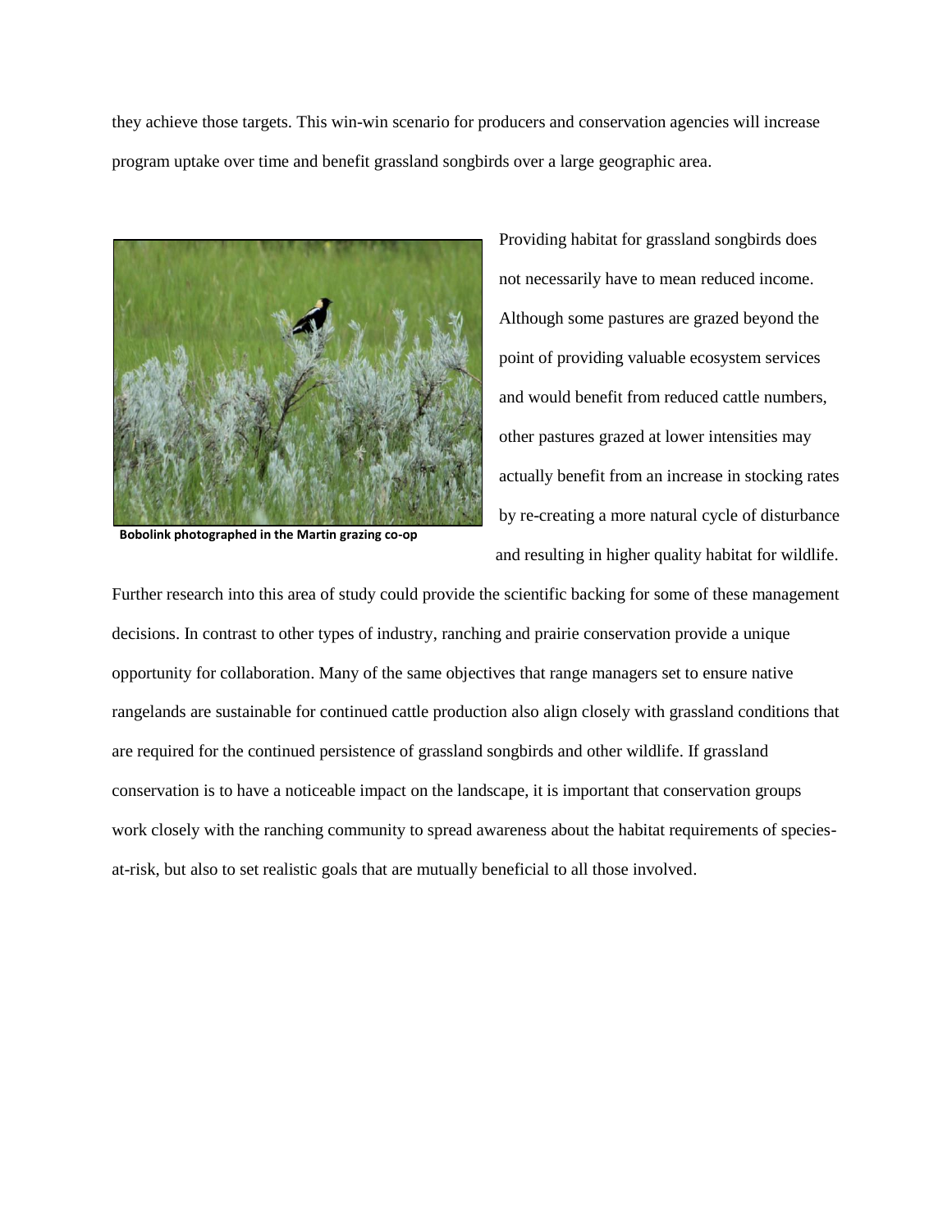they achieve those targets. This win-win scenario for producers and conservation agencies will increase program uptake over time and benefit grassland songbirds over a large geographic area.

**Bobolink photographed in the Martin grazing co-op**

Providing habitat for grassland songbirds does not necessarily have to mean reduced income. Although some pastures are grazed beyond the point of providing valuable ecosystem services and would benefit from reduced cattle numbers, other pastures grazed at lower intensities may actually benefit from an increase in stocking rates by re-creating a more natural cycle of disturbance and resulting in higher quality habitat for wildlife. Further research into this area of study could provide the scientific backing for some of these management decisions. In contrast to other types of industry, ranching and prairie conservation provide a unique opportunity for collaboration. Many of the same objectives that range managers set to ensure native rangelands are sustainable for continued cattle production also align closely with grassland conditions that are required for the continued persistence of grassland songbirds and other wildlife. If grassland conservation is to have a noticeable impact on the landscape, it is important that conservation groups work closely with the ranching community to spread awareness about the habitat requirements of species-at-risk, but also to set realistic goals that are mutually beneficial to all those involved.